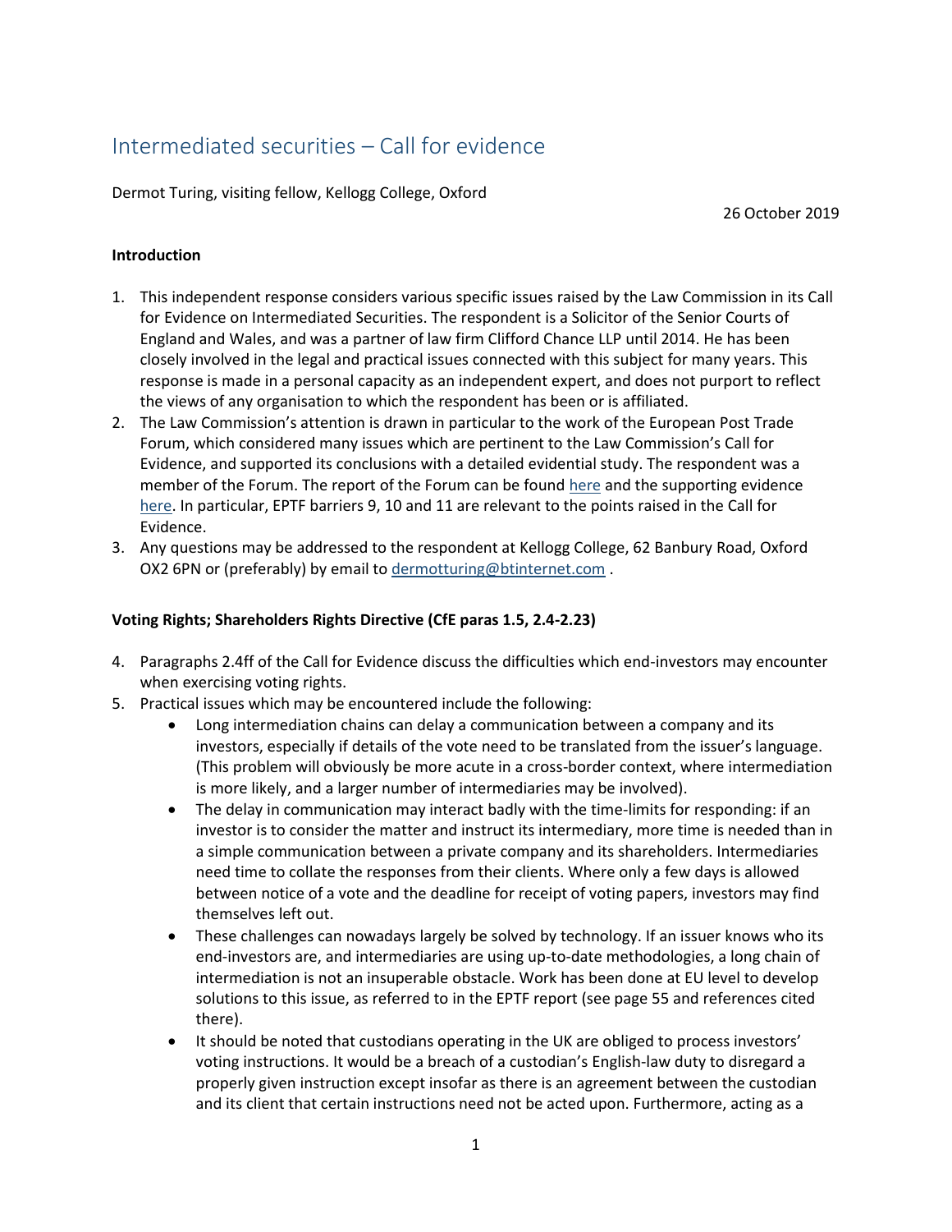# Intermediated securities – Call for evidence

Dermot Turing, visiting fellow, Kellogg College, Oxford

26 October 2019

**Introduction**

1. This independent response considers various specific issues raised by the Law Commission in its Call for Evidence on Intermediated Securities. The respondent is a Solicitor of the Senior Courts of England and Wales, and was a partner of law firm Clifford Chance LLP until 2014. He has been closely involved in the legal and practical issues connected with this subject for many years. This response is made in a personal capacity as an independent expert, and does not purport to reflect the views of any organisation to which the respondent has been or is affiliated.
2. The Law Commission's attention is drawn in particular to the work of the European Post Trade Forum, which considered many issues which are pertinent to the Law Commission's Call for Evidence, and supported its conclusions with a detailed evidential study. The respondent was a member of the Forum. The report of the Forum can be found here and the supporting evidence here. In particular, EPTF barriers 9, 10 and 11 are relevant to the points raised in the Call for Evidence.
3. Any questions may be addressed to the respondent at Kellogg College, 62 Banbury Road, Oxford OX2 6PN or (preferably) by email to dermotturing@btinternet.com .

**Voting Rights; Shareholders Rights Directive (CfE paras 1.5, 2.4-2.23)**

4. Paragraphs 2.4ff of the Call for Evidence discuss the difficulties which end-investors may encounter when exercising voting rights.
5. Practical issues which may be encountered include the following:
   - Long intermediation chains can delay a communication between a company and its investors, especially if details of the vote need to be translated from the issuer's language. (This problem will obviously be more acute in a cross-border context, where intermediation is more likely, and a larger number of intermediaries may be involved).
   - The delay in communication may interact badly with the time-limits for responding: if an investor is to consider the matter and instruct its intermediary, more time is needed than in a simple communication between a private company and its shareholders. Intermediaries need time to collate the responses from their clients. Where only a few days is allowed between notice of a vote and the deadline for receipt of voting papers, investors may find themselves left out.
   - These challenges can nowadays largely be solved by technology. If an issuer knows who its end-investors are, and intermediaries are using up-to-date methodologies, a long chain of intermediation is not an insuperable obstacle. Work has been done at EU level to develop solutions to this issue, as referred to in the EPTF report (see page 55 and references cited there).
   - It should be noted that custodians operating in the UK are obliged to process investors' voting instructions. It would be a breach of a custodian's English-law duty to disregard a properly given instruction except insofar as there is an agreement between the custodian and its client that certain instructions need not be acted upon. Furthermore, acting as a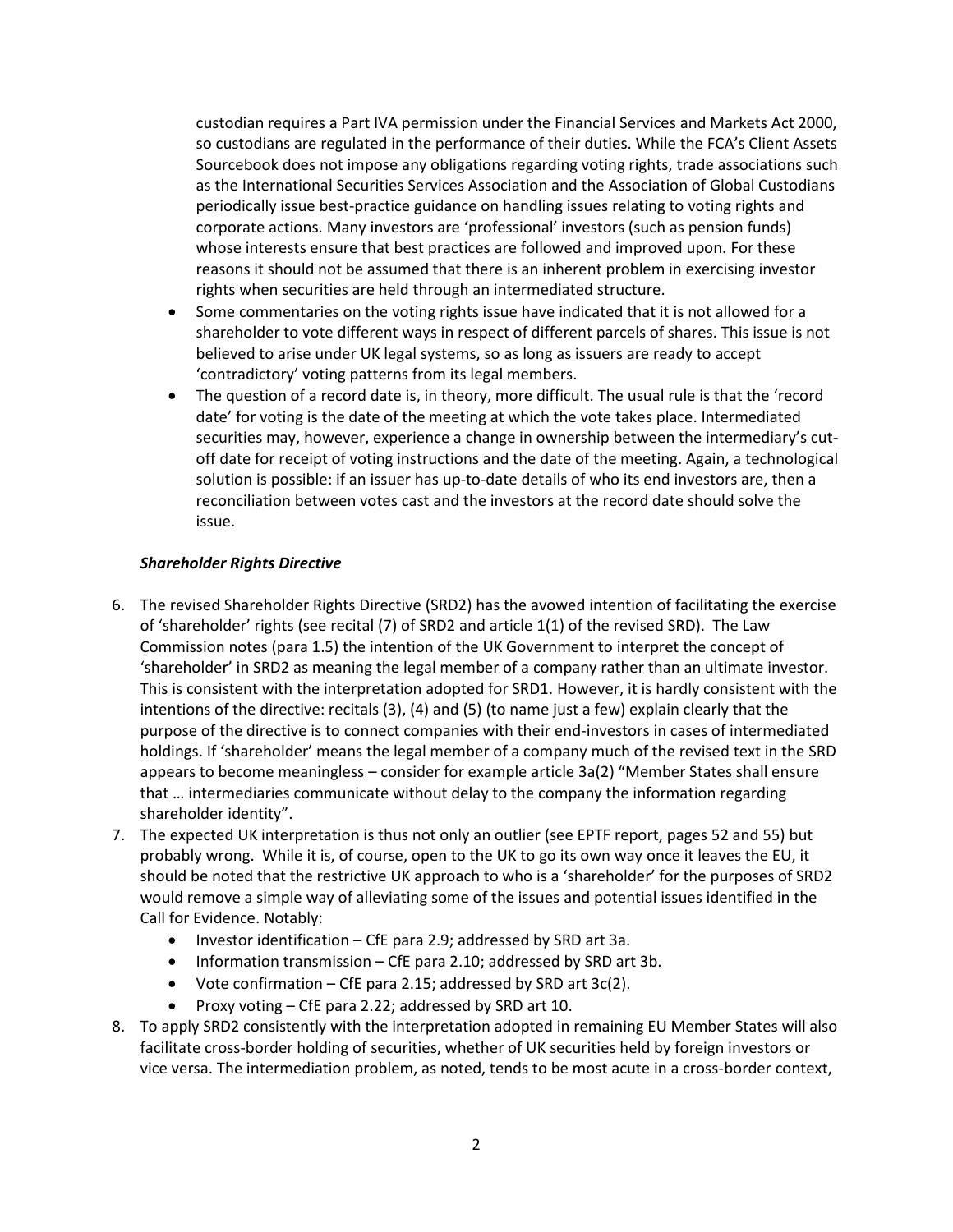custodian requires a Part IVA permission under the Financial Services and Markets Act 2000, so custodians are regulated in the performance of their duties. While the FCA's Client Assets Sourcebook does not impose any obligations regarding voting rights, trade associations such as the International Securities Services Association and the Association of Global Custodians periodically issue best-practice guidance on handling issues relating to voting rights and corporate actions. Many investors are 'professional' investors (such as pension funds) whose interests ensure that best practices are followed and improved upon. For these reasons it should not be assumed that there is an inherent problem in exercising investor rights when securities are held through an intermediated structure.

- Some commentaries on the voting rights issue have indicated that it is not allowed for a shareholder to vote different ways in respect of different parcels of shares. This issue is not believed to arise under UK legal systems, so as long as issuers are ready to accept 'contradictory' voting patterns from its legal members.
- The question of a record date is, in theory, more difficult. The usual rule is that the 'record date' for voting is the date of the meeting at which the vote takes place. Intermediated securities may, however, experience a change in ownership between the intermediary's cut-off date for receipt of voting instructions and the date of the meeting. Again, a technological solution is possible: if an issuer has up-to-date details of who its end investors are, then a reconciliation between votes cast and the investors at the record date should solve the issue.

***Shareholder Rights Directive***

6. The revised Shareholder Rights Directive (SRD2) has the avowed intention of facilitating the exercise of 'shareholder' rights (see recital (7) of SRD2 and article 1(1) of the revised SRD). The Law Commission notes (para 1.5) the intention of the UK Government to interpret the concept of 'shareholder' in SRD2 as meaning the legal member of a company rather than an ultimate investor. This is consistent with the interpretation adopted for SRD1. However, it is hardly consistent with the intentions of the directive: recitals (3), (4) and (5) (to name just a few) explain clearly that the purpose of the directive is to connect companies with their end-investors in cases of intermediated holdings. If 'shareholder' means the legal member of a company much of the revised text in the SRD appears to become meaningless – consider for example article 3a(2) "Member States shall ensure that … intermediaries communicate without delay to the company the information regarding shareholder identity".
7. The expected UK interpretation is thus not only an outlier (see EPTF report, pages 52 and 55) but probably wrong. While it is, of course, open to the UK to go its own way once it leaves the EU, it should be noted that the restrictive UK approach to who is a 'shareholder' for the purposes of SRD2 would remove a simple way of alleviating some of the issues and potential issues identified in the Call for Evidence. Notably:
   - Investor identification – CfE para 2.9; addressed by SRD art 3a.
   - Information transmission – CfE para 2.10; addressed by SRD art 3b.
   - Vote confirmation – CfE para 2.15; addressed by SRD art 3c(2).
   - Proxy voting – CfE para 2.22; addressed by SRD art 10.
8. To apply SRD2 consistently with the interpretation adopted in remaining EU Member States will also facilitate cross-border holding of securities, whether of UK securities held by foreign investors or vice versa. The intermediation problem, as noted, tends to be most acute in a cross-border context,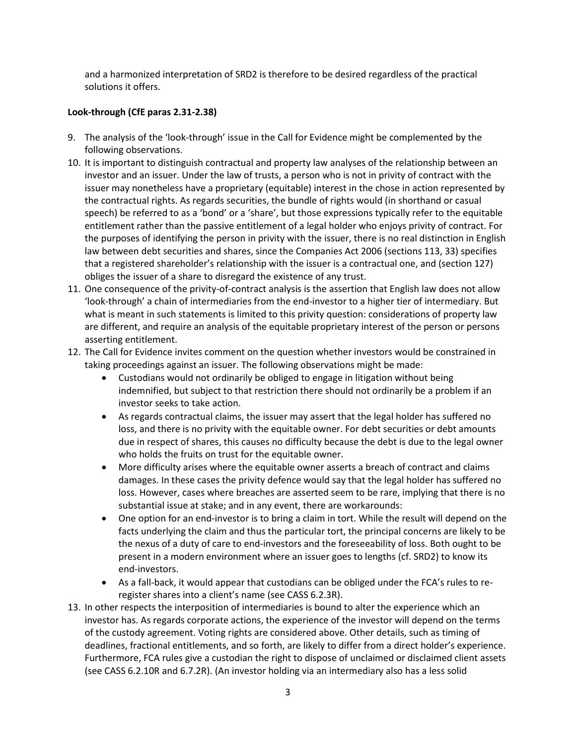and a harmonized interpretation of SRD2 is therefore to be desired regardless of the practical solutions it offers.

**Look-through (CfE paras 2.31-2.38)**

9. The analysis of the 'look-through' issue in the Call for Evidence might be complemented by the following observations.
10. It is important to distinguish contractual and property law analyses of the relationship between an investor and an issuer. Under the law of trusts, a person who is not in privity of contract with the issuer may nonetheless have a proprietary (equitable) interest in the chose in action represented by the contractual rights. As regards securities, the bundle of rights would (in shorthand or casual speech) be referred to as a 'bond' or a 'share', but those expressions typically refer to the equitable entitlement rather than the passive entitlement of a legal holder who enjoys privity of contract. For the purposes of identifying the person in privity with the issuer, there is no real distinction in English law between debt securities and shares, since the Companies Act 2006 (sections 113, 33) specifies that a registered shareholder's relationship with the issuer is a contractual one, and (section 127) obliges the issuer of a share to disregard the existence of any trust.
11. One consequence of the privity-of-contract analysis is the assertion that English law does not allow 'look-through' a chain of intermediaries from the end-investor to a higher tier of intermediary. But what is meant in such statements is limited to this privity question: considerations of property law are different, and require an analysis of the equitable proprietary interest of the person or persons asserting entitlement.
12. The Call for Evidence invites comment on the question whether investors would be constrained in taking proceedings against an issuer. The following observations might be made:
    - Custodians would not ordinarily be obliged to engage in litigation without being indemnified, but subject to that restriction there should not ordinarily be a problem if an investor seeks to take action.
    - As regards contractual claims, the issuer may assert that the legal holder has suffered no loss, and there is no privity with the equitable owner. For debt securities or debt amounts due in respect of shares, this causes no difficulty because the debt is due to the legal owner who holds the fruits on trust for the equitable owner.
    - More difficulty arises where the equitable owner asserts a breach of contract and claims damages. In these cases the privity defence would say that the legal holder has suffered no loss. However, cases where breaches are asserted seem to be rare, implying that there is no substantial issue at stake; and in any event, there are workarounds:
    - One option for an end-investor is to bring a claim in tort. While the result will depend on the facts underlying the claim and thus the particular tort, the principal concerns are likely to be the nexus of a duty of care to end-investors and the foreseeability of loss. Both ought to be present in a modern environment where an issuer goes to lengths (cf. SRD2) to know its end-investors.
    - As a fall-back, it would appear that custodians can be obliged under the FCA's rules to re-register shares into a client's name (see CASS 6.2.3R).
13. In other respects the interposition of intermediaries is bound to alter the experience which an investor has. As regards corporate actions, the experience of the investor will depend on the terms of the custody agreement. Voting rights are considered above. Other details, such as timing of deadlines, fractional entitlements, and so forth, are likely to differ from a direct holder's experience. Furthermore, FCA rules give a custodian the right to dispose of unclaimed or disclaimed client assets (see CASS 6.2.10R and 6.7.2R). (An investor holding via an intermediary also has a less solid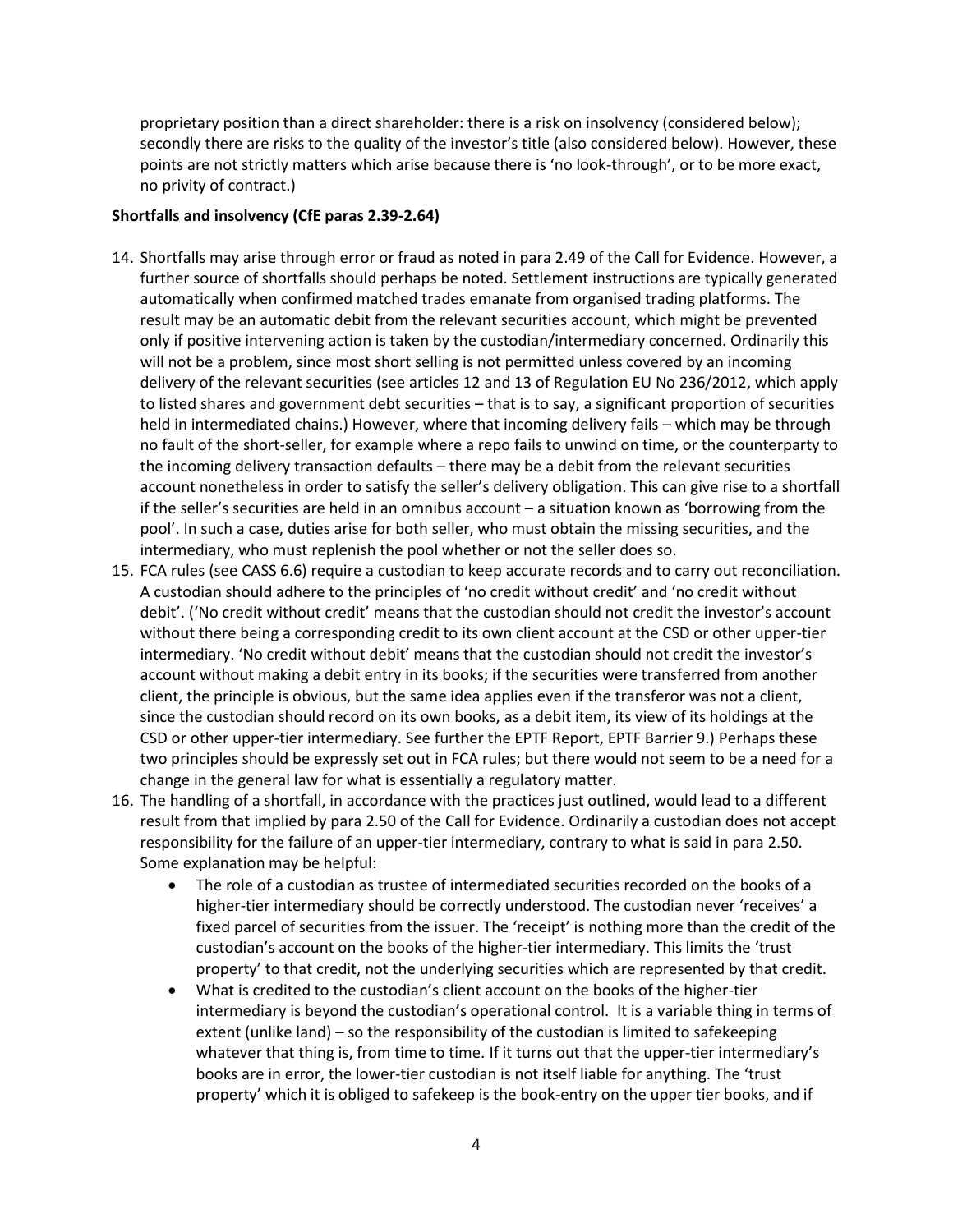proprietary position than a direct shareholder: there is a risk on insolvency (considered below); secondly there are risks to the quality of the investor's title (also considered below). However, these points are not strictly matters which arise because there is 'no look-through', or to be more exact, no privity of contract.)

**Shortfalls and insolvency (CfE paras 2.39-2.64)**

14. Shortfalls may arise through error or fraud as noted in para 2.49 of the Call for Evidence. However, a further source of shortfalls should perhaps be noted. Settlement instructions are typically generated automatically when confirmed matched trades emanate from organised trading platforms. The result may be an automatic debit from the relevant securities account, which might be prevented only if positive intervening action is taken by the custodian/intermediary concerned. Ordinarily this will not be a problem, since most short selling is not permitted unless covered by an incoming delivery of the relevant securities (see articles 12 and 13 of Regulation EU No 236/2012, which apply to listed shares and government debt securities – that is to say, a significant proportion of securities held in intermediated chains.) However, where that incoming delivery fails – which may be through no fault of the short-seller, for example where a repo fails to unwind on time, or the counterparty to the incoming delivery transaction defaults – there may be a debit from the relevant securities account nonetheless in order to satisfy the seller's delivery obligation. This can give rise to a shortfall if the seller's securities are held in an omnibus account – a situation known as 'borrowing from the pool'. In such a case, duties arise for both seller, who must obtain the missing securities, and the intermediary, who must replenish the pool whether or not the seller does so.
15. FCA rules (see CASS 6.6) require a custodian to keep accurate records and to carry out reconciliation. A custodian should adhere to the principles of 'no credit without credit' and 'no credit without debit'. ('No credit without credit' means that the custodian should not credit the investor's account without there being a corresponding credit to its own client account at the CSD or other upper-tier intermediary. 'No credit without debit' means that the custodian should not credit the investor's account without making a debit entry in its books; if the securities were transferred from another client, the principle is obvious, but the same idea applies even if the transferor was not a client, since the custodian should record on its own books, as a debit item, its view of its holdings at the CSD or other upper-tier intermediary. See further the EPTF Report, EPTF Barrier 9.) Perhaps these two principles should be expressly set out in FCA rules; but there would not seem to be a need for a change in the general law for what is essentially a regulatory matter.
16. The handling of a shortfall, in accordance with the practices just outlined, would lead to a different result from that implied by para 2.50 of the Call for Evidence. Ordinarily a custodian does not accept responsibility for the failure of an upper-tier intermediary, contrary to what is said in para 2.50. Some explanation may be helpful:
    - The role of a custodian as trustee of intermediated securities recorded on the books of a higher-tier intermediary should be correctly understood. The custodian never 'receives' a fixed parcel of securities from the issuer. The 'receipt' is nothing more than the credit of the custodian's account on the books of the higher-tier intermediary. This limits the 'trust property' to that credit, not the underlying securities which are represented by that credit.
    - What is credited to the custodian's client account on the books of the higher-tier intermediary is beyond the custodian's operational control. It is a variable thing in terms of extent (unlike land) – so the responsibility of the custodian is limited to safekeeping whatever that thing is, from time to time. If it turns out that the upper-tier intermediary's books are in error, the lower-tier custodian is not itself liable for anything. The 'trust property' which it is obliged to safekeep is the book-entry on the upper tier books, and if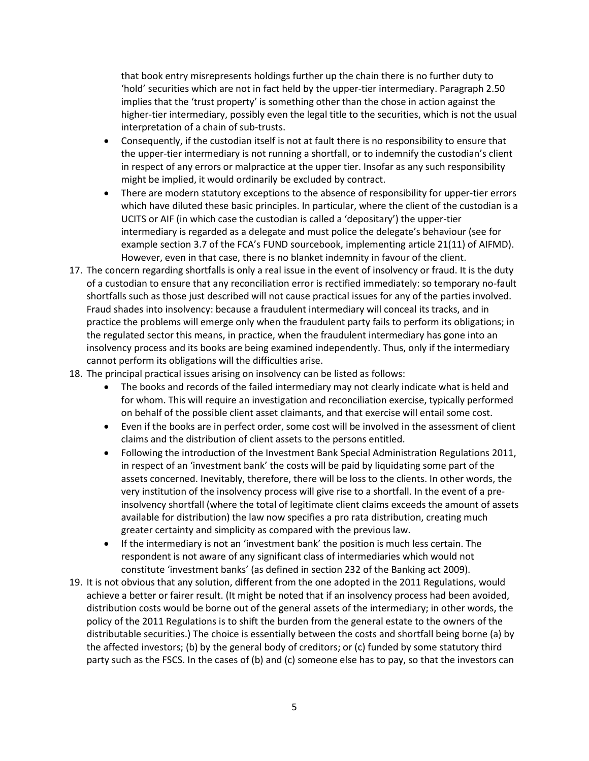that book entry misrepresents holdings further up the chain there is no further duty to 'hold' securities which are not in fact held by the upper-tier intermediary. Paragraph 2.50 implies that the 'trust property' is something other than the chose in action against the higher-tier intermediary, possibly even the legal title to the securities, which is not the usual interpretation of a chain of sub-trusts.

- Consequently, if the custodian itself is not at fault there is no responsibility to ensure that the upper-tier intermediary is not running a shortfall, or to indemnify the custodian's client in respect of any errors or malpractice at the upper tier. Insofar as any such responsibility might be implied, it would ordinarily be excluded by contract.
- There are modern statutory exceptions to the absence of responsibility for upper-tier errors which have diluted these basic principles. In particular, where the client of the custodian is a UCITS or AIF (in which case the custodian is called a 'depositary') the upper-tier intermediary is regarded as a delegate and must police the delegate's behaviour (see for example section 3.7 of the FCA's FUND sourcebook, implementing article 21(11) of AIFMD). However, even in that case, there is no blanket indemnity in favour of the client.

17. The concern regarding shortfalls is only a real issue in the event of insolvency or fraud. It is the duty of a custodian to ensure that any reconciliation error is rectified immediately: so temporary no-fault shortfalls such as those just described will not cause practical issues for any of the parties involved. Fraud shades into insolvency: because a fraudulent intermediary will conceal its tracks, and in practice the problems will emerge only when the fraudulent party fails to perform its obligations; in the regulated sector this means, in practice, when the fraudulent intermediary has gone into an insolvency process and its books are being examined independently. Thus, only if the intermediary cannot perform its obligations will the difficulties arise.
18. The principal practical issues arising on insolvency can be listed as follows:
    - The books and records of the failed intermediary may not clearly indicate what is held and for whom. This will require an investigation and reconciliation exercise, typically performed on behalf of the possible client asset claimants, and that exercise will entail some cost.
    - Even if the books are in perfect order, some cost will be involved in the assessment of client claims and the distribution of client assets to the persons entitled.
    - Following the introduction of the Investment Bank Special Administration Regulations 2011, in respect of an 'investment bank' the costs will be paid by liquidating some part of the assets concerned. Inevitably, therefore, there will be loss to the clients. In other words, the very institution of the insolvency process will give rise to a shortfall. In the event of a pre-insolvency shortfall (where the total of legitimate client claims exceeds the amount of assets available for distribution) the law now specifies a pro rata distribution, creating much greater certainty and simplicity as compared with the previous law.
    - If the intermediary is not an 'investment bank' the position is much less certain. The respondent is not aware of any significant class of intermediaries which would not constitute 'investment banks' (as defined in section 232 of the Banking act 2009).
19. It is not obvious that any solution, different from the one adopted in the 2011 Regulations, would achieve a better or fairer result. (It might be noted that if an insolvency process had been avoided, distribution costs would be borne out of the general assets of the intermediary; in other words, the policy of the 2011 Regulations is to shift the burden from the general estate to the owners of the distributable securities.) The choice is essentially between the costs and shortfall being borne (a) by the affected investors; (b) by the general body of creditors; or (c) funded by some statutory third party such as the FSCS. In the cases of (b) and (c) someone else has to pay, so that the investors can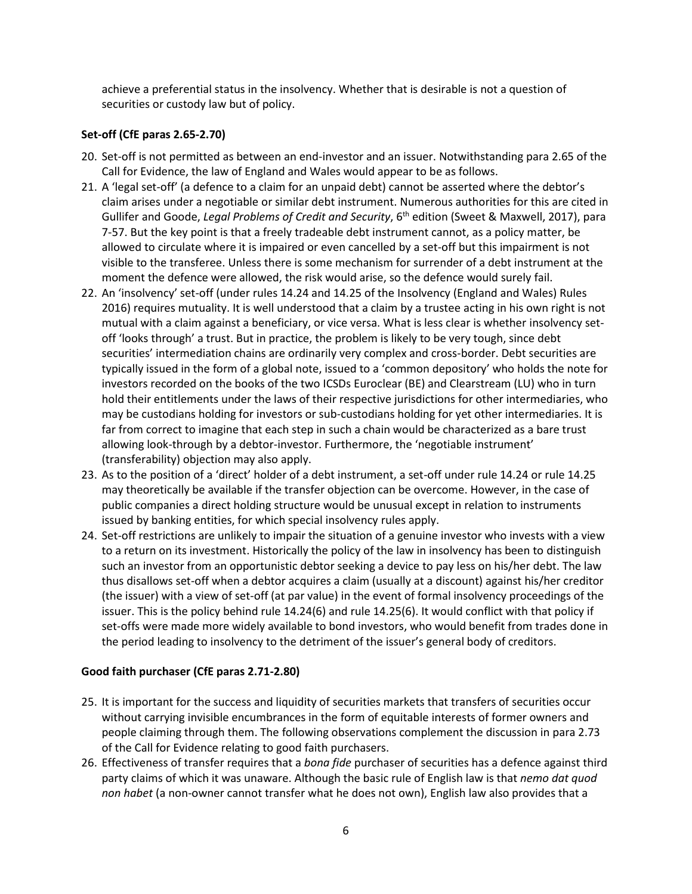achieve a preferential status in the insolvency. Whether that is desirable is not a question of securities or custody law but of policy.

**Set-off (CfE paras 2.65-2.70)**

20. Set-off is not permitted as between an end-investor and an issuer. Notwithstanding para 2.65 of the Call for Evidence, the law of England and Wales would appear to be as follows.
21. A 'legal set-off' (a defence to a claim for an unpaid debt) cannot be asserted where the debtor's claim arises under a negotiable or similar debt instrument. Numerous authorities for this are cited in Gullifer and Goode, *Legal Problems of Credit and Security*, 6th edition (Sweet & Maxwell, 2017), para 7-57. But the key point is that a freely tradeable debt instrument cannot, as a policy matter, be allowed to circulate where it is impaired or even cancelled by a set-off but this impairment is not visible to the transferee. Unless there is some mechanism for surrender of a debt instrument at the moment the defence were allowed, the risk would arise, so the defence would surely fail.
22. An 'insolvency' set-off (under rules 14.24 and 14.25 of the Insolvency (England and Wales) Rules 2016) requires mutuality. It is well understood that a claim by a trustee acting in his own right is not mutual with a claim against a beneficiary, or vice versa. What is less clear is whether insolvency set-off 'looks through' a trust. But in practice, the problem is likely to be very tough, since debt securities' intermediation chains are ordinarily very complex and cross-border. Debt securities are typically issued in the form of a global note, issued to a 'common depository' who holds the note for investors recorded on the books of the two ICSDs Euroclear (BE) and Clearstream (LU) who in turn hold their entitlements under the laws of their respective jurisdictions for other intermediaries, who may be custodians holding for investors or sub-custodians holding for yet other intermediaries. It is far from correct to imagine that each step in such a chain would be characterized as a bare trust allowing look-through by a debtor-investor. Furthermore, the 'negotiable instrument' (transferability) objection may also apply.
23. As to the position of a 'direct' holder of a debt instrument, a set-off under rule 14.24 or rule 14.25 may theoretically be available if the transfer objection can be overcome. However, in the case of public companies a direct holding structure would be unusual except in relation to instruments issued by banking entities, for which special insolvency rules apply.
24. Set-off restrictions are unlikely to impair the situation of a genuine investor who invests with a view to a return on its investment. Historically the policy of the law in insolvency has been to distinguish such an investor from an opportunistic debtor seeking a device to pay less on his/her debt. The law thus disallows set-off when a debtor acquires a claim (usually at a discount) against his/her creditor (the issuer) with a view of set-off (at par value) in the event of formal insolvency proceedings of the issuer. This is the policy behind rule 14.24(6) and rule 14.25(6). It would conflict with that policy if set-offs were made more widely available to bond investors, who would benefit from trades done in the period leading to insolvency to the detriment of the issuer's general body of creditors.

**Good faith purchaser (CfE paras 2.71-2.80)**

25. It is important for the success and liquidity of securities markets that transfers of securities occur without carrying invisible encumbrances in the form of equitable interests of former owners and people claiming through them. The following observations complement the discussion in para 2.73 of the Call for Evidence relating to good faith purchasers.
26. Effectiveness of transfer requires that a *bona fide* purchaser of securities has a defence against third party claims of which it was unaware. Although the basic rule of English law is that *nemo dat quod non habet* (a non-owner cannot transfer what he does not own), English law also provides that a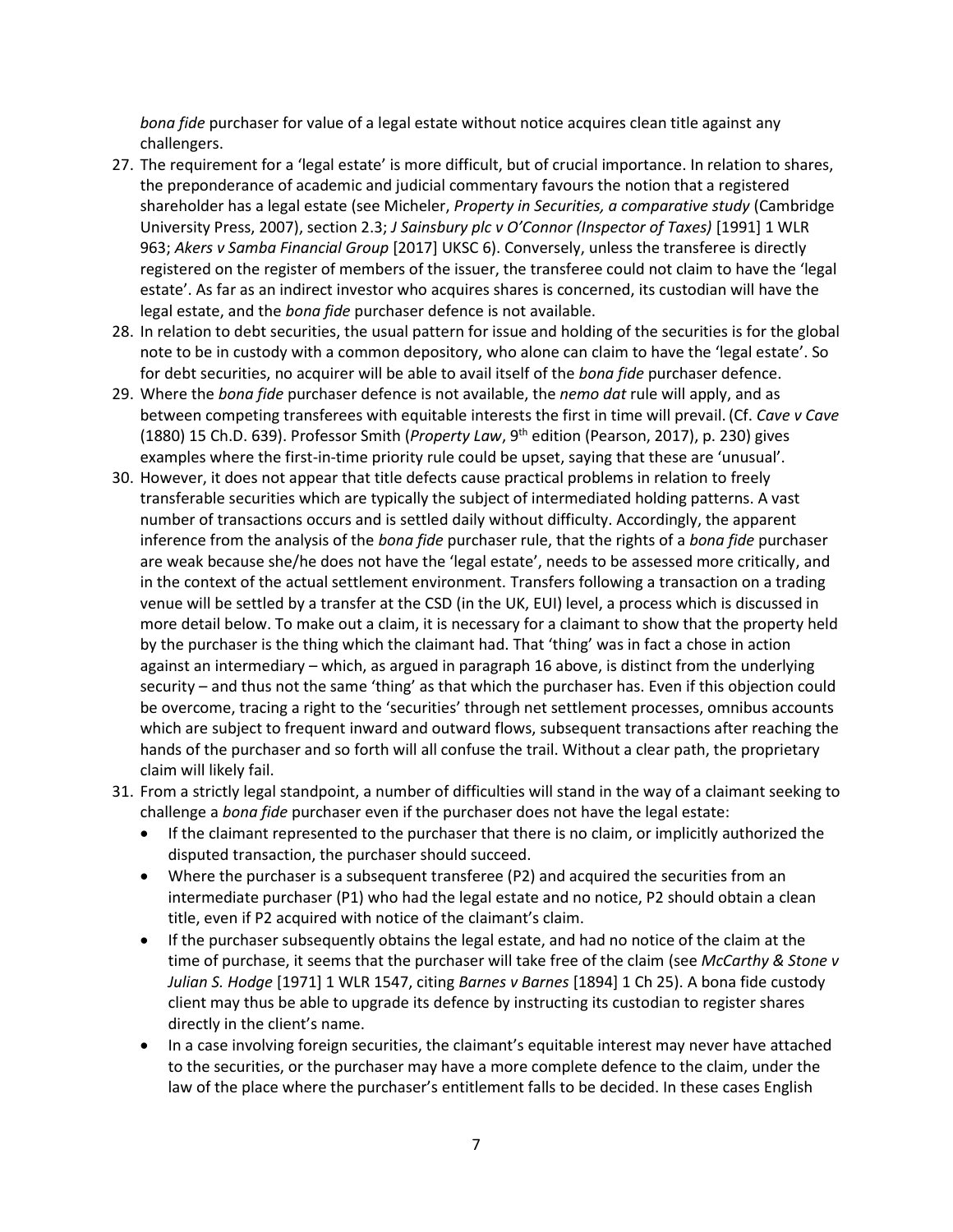*bona fide* purchaser for value of a legal estate without notice acquires clean title against any challengers.

27. The requirement for a 'legal estate' is more difficult, but of crucial importance. In relation to shares, the preponderance of academic and judicial commentary favours the notion that a registered shareholder has a legal estate (see Micheler, *Property in Securities, a comparative study* (Cambridge University Press, 2007), section 2.3; *J Sainsbury plc v O'Connor (Inspector of Taxes)* [1991] 1 WLR 963; *Akers v Samba Financial Group* [2017] UKSC 6). Conversely, unless the transferee is directly registered on the register of members of the issuer, the transferee could not claim to have the 'legal estate'. As far as an indirect investor who acquires shares is concerned, its custodian will have the legal estate, and the *bona fide* purchaser defence is not available.
28. In relation to debt securities, the usual pattern for issue and holding of the securities is for the global note to be in custody with a common depository, who alone can claim to have the 'legal estate'. So for debt securities, no acquirer will be able to avail itself of the *bona fide* purchaser defence.
29. Where the *bona fide* purchaser defence is not available, the *nemo dat* rule will apply, and as between competing transferees with equitable interests the first in time will prevail. (Cf. *Cave v Cave* (1880) 15 Ch.D. 639). Professor Smith (*Property Law*, 9th edition (Pearson, 2017), p. 230) gives examples where the first-in-time priority rule could be upset, saying that these are 'unusual'.
30. However, it does not appear that title defects cause practical problems in relation to freely transferable securities which are typically the subject of intermediated holding patterns. A vast number of transactions occurs and is settled daily without difficulty. Accordingly, the apparent inference from the analysis of the *bona fide* purchaser rule, that the rights of a *bona fide* purchaser are weak because she/he does not have the 'legal estate', needs to be assessed more critically, and in the context of the actual settlement environment. Transfers following a transaction on a trading venue will be settled by a transfer at the CSD (in the UK, EUI) level, a process which is discussed in more detail below. To make out a claim, it is necessary for a claimant to show that the property held by the purchaser is the thing which the claimant had. That 'thing' was in fact a chose in action against an intermediary – which, as argued in paragraph 16 above, is distinct from the underlying security – and thus not the same 'thing' as that which the purchaser has. Even if this objection could be overcome, tracing a right to the 'securities' through net settlement processes, omnibus accounts which are subject to frequent inward and outward flows, subsequent transactions after reaching the hands of the purchaser and so forth will all confuse the trail. Without a clear path, the proprietary claim will likely fail.
31. From a strictly legal standpoint, a number of difficulties will stand in the way of a claimant seeking to challenge a *bona fide* purchaser even if the purchaser does not have the legal estate:
    - If the claimant represented to the purchaser that there is no claim, or implicitly authorized the disputed transaction, the purchaser should succeed.
    - Where the purchaser is a subsequent transferee (P2) and acquired the securities from an intermediate purchaser (P1) who had the legal estate and no notice, P2 should obtain a clean title, even if P2 acquired with notice of the claimant's claim.
    - If the purchaser subsequently obtains the legal estate, and had no notice of the claim at the time of purchase, it seems that the purchaser will take free of the claim (see *McCarthy & Stone v Julian S. Hodge* [1971] 1 WLR 1547, citing *Barnes v Barnes* [1894] 1 Ch 25). A bona fide custody client may thus be able to upgrade its defence by instructing its custodian to register shares directly in the client's name.
    - In a case involving foreign securities, the claimant's equitable interest may never have attached to the securities, or the purchaser may have a more complete defence to the claim, under the law of the place where the purchaser's entitlement falls to be decided. In these cases English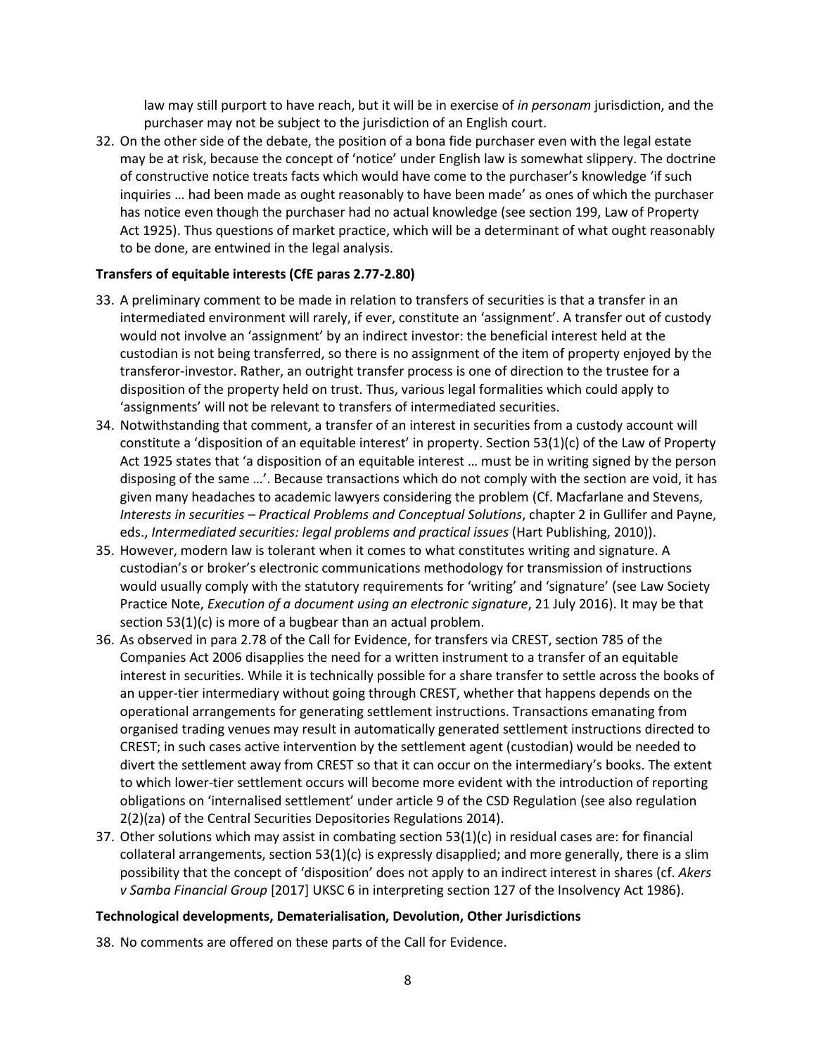law may still purport to have reach, but it will be in exercise of *in personam* jurisdiction, and the purchaser may not be subject to the jurisdiction of an English court.

32. On the other side of the debate, the position of a bona fide purchaser even with the legal estate may be at risk, because the concept of 'notice' under English law is somewhat slippery. The doctrine of constructive notice treats facts which would have come to the purchaser's knowledge 'if such inquiries … had been made as ought reasonably to have been made' as ones of which the purchaser has notice even though the purchaser had no actual knowledge (see section 199, Law of Property Act 1925). Thus questions of market practice, which will be a determinant of what ought reasonably to be done, are entwined in the legal analysis.

**Transfers of equitable interests (CfE paras 2.77-2.80)**

33. A preliminary comment to be made in relation to transfers of securities is that a transfer in an intermediated environment will rarely, if ever, constitute an 'assignment'. A transfer out of custody would not involve an 'assignment' by an indirect investor: the beneficial interest held at the custodian is not being transferred, so there is no assignment of the item of property enjoyed by the transferor-investor. Rather, an outright transfer process is one of direction to the trustee for a disposition of the property held on trust. Thus, various legal formalities which could apply to 'assignments' will not be relevant to transfers of intermediated securities.
34. Notwithstanding that comment, a transfer of an interest in securities from a custody account will constitute a 'disposition of an equitable interest' in property. Section 53(1)(c) of the Law of Property Act 1925 states that 'a disposition of an equitable interest … must be in writing signed by the person disposing of the same …'. Because transactions which do not comply with the section are void, it has given many headaches to academic lawyers considering the problem (Cf. Macfarlane and Stevens, *Interests in securities – Practical Problems and Conceptual Solutions*, chapter 2 in Gullifer and Payne, eds., *Intermediated securities: legal problems and practical issues* (Hart Publishing, 2010)).
35. However, modern law is tolerant when it comes to what constitutes writing and signature. A custodian's or broker's electronic communications methodology for transmission of instructions would usually comply with the statutory requirements for 'writing' and 'signature' (see Law Society Practice Note, *Execution of a document using an electronic signature*, 21 July 2016). It may be that section 53(1)(c) is more of a bugbear than an actual problem.
36. As observed in para 2.78 of the Call for Evidence, for transfers via CREST, section 785 of the Companies Act 2006 disapplies the need for a written instrument to a transfer of an equitable interest in securities. While it is technically possible for a share transfer to settle across the books of an upper-tier intermediary without going through CREST, whether that happens depends on the operational arrangements for generating settlement instructions. Transactions emanating from organised trading venues may result in automatically generated settlement instructions directed to CREST; in such cases active intervention by the settlement agent (custodian) would be needed to divert the settlement away from CREST so that it can occur on the intermediary's books. The extent to which lower-tier settlement occurs will become more evident with the introduction of reporting obligations on 'internalised settlement' under article 9 of the CSD Regulation (see also regulation 2(2)(za) of the Central Securities Depositories Regulations 2014).
37. Other solutions which may assist in combating section 53(1)(c) in residual cases are: for financial collateral arrangements, section 53(1)(c) is expressly disapplied; and more generally, there is a slim possibility that the concept of 'disposition' does not apply to an indirect interest in shares (cf. *Akers v Samba Financial Group* [2017] UKSC 6 in interpreting section 127 of the Insolvency Act 1986).

**Technological developments, Dematerialisation, Devolution, Other Jurisdictions**

38. No comments are offered on these parts of the Call for Evidence.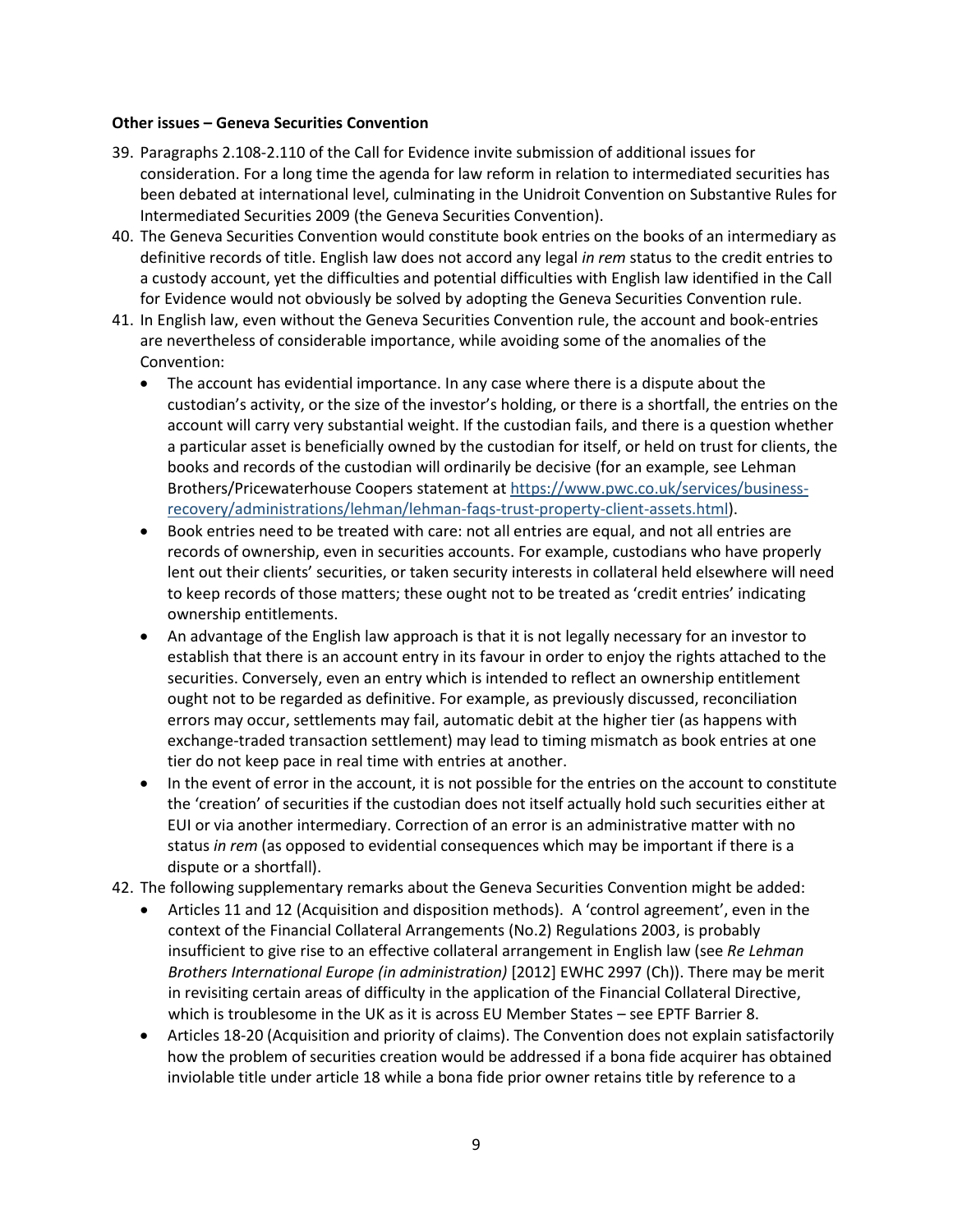**Other issues – Geneva Securities Convention**

39. Paragraphs 2.108-2.110 of the Call for Evidence invite submission of additional issues for consideration. For a long time the agenda for law reform in relation to intermediated securities has been debated at international level, culminating in the Unidroit Convention on Substantive Rules for Intermediated Securities 2009 (the Geneva Securities Convention).
40. The Geneva Securities Convention would constitute book entries on the books of an intermediary as definitive records of title. English law does not accord any legal *in rem* status to the credit entries to a custody account, yet the difficulties and potential difficulties with English law identified in the Call for Evidence would not obviously be solved by adopting the Geneva Securities Convention rule.
41. In English law, even without the Geneva Securities Convention rule, the account and book-entries are nevertheless of considerable importance, while avoiding some of the anomalies of the Convention:
    - The account has evidential importance. In any case where there is a dispute about the custodian's activity, or the size of the investor's holding, or there is a shortfall, the entries on the account will carry very substantial weight. If the custodian fails, and there is a question whether a particular asset is beneficially owned by the custodian for itself, or held on trust for clients, the books and records of the custodian will ordinarily be decisive (for an example, see Lehman Brothers/Pricewaterhouse Coopers statement at [https://www.pwc.co.uk/services/business-recovery/administrations/lehman/lehman-faqs-trust-property-client-assets.html](https://www.pwc.co.uk/services/business-recovery/administrations/lehman/lehman-faqs-trust-property-client-assets.html)).
    - Book entries need to be treated with care: not all entries are equal, and not all entries are records of ownership, even in securities accounts. For example, custodians who have properly lent out their clients' securities, or taken security interests in collateral held elsewhere will need to keep records of those matters; these ought not to be treated as 'credit entries' indicating ownership entitlements.
    - An advantage of the English law approach is that it is not legally necessary for an investor to establish that there is an account entry in its favour in order to enjoy the rights attached to the securities. Conversely, even an entry which is intended to reflect an ownership entitlement ought not to be regarded as definitive. For example, as previously discussed, reconciliation errors may occur, settlements may fail, automatic debit at the higher tier (as happens with exchange-traded transaction settlement) may lead to timing mismatch as book entries at one tier do not keep pace in real time with entries at another.
    - In the event of error in the account, it is not possible for the entries on the account to constitute the 'creation' of securities if the custodian does not itself actually hold such securities either at EUI or via another intermediary. Correction of an error is an administrative matter with no status *in rem* (as opposed to evidential consequences which may be important if there is a dispute or a shortfall).
42. The following supplementary remarks about the Geneva Securities Convention might be added:
    - Articles 11 and 12 (Acquisition and disposition methods). A 'control agreement', even in the context of the Financial Collateral Arrangements (No.2) Regulations 2003, is probably insufficient to give rise to an effective collateral arrangement in English law (see *Re Lehman Brothers International Europe (in administration)* [2012] EWHC 2997 (Ch)). There may be merit in revisiting certain areas of difficulty in the application of the Financial Collateral Directive, which is troublesome in the UK as it is across EU Member States – see EPTF Barrier 8.
    - Articles 18-20 (Acquisition and priority of claims). The Convention does not explain satisfactorily how the problem of securities creation would be addressed if a bona fide acquirer has obtained inviolable title under article 18 while a bona fide prior owner retains title by reference to a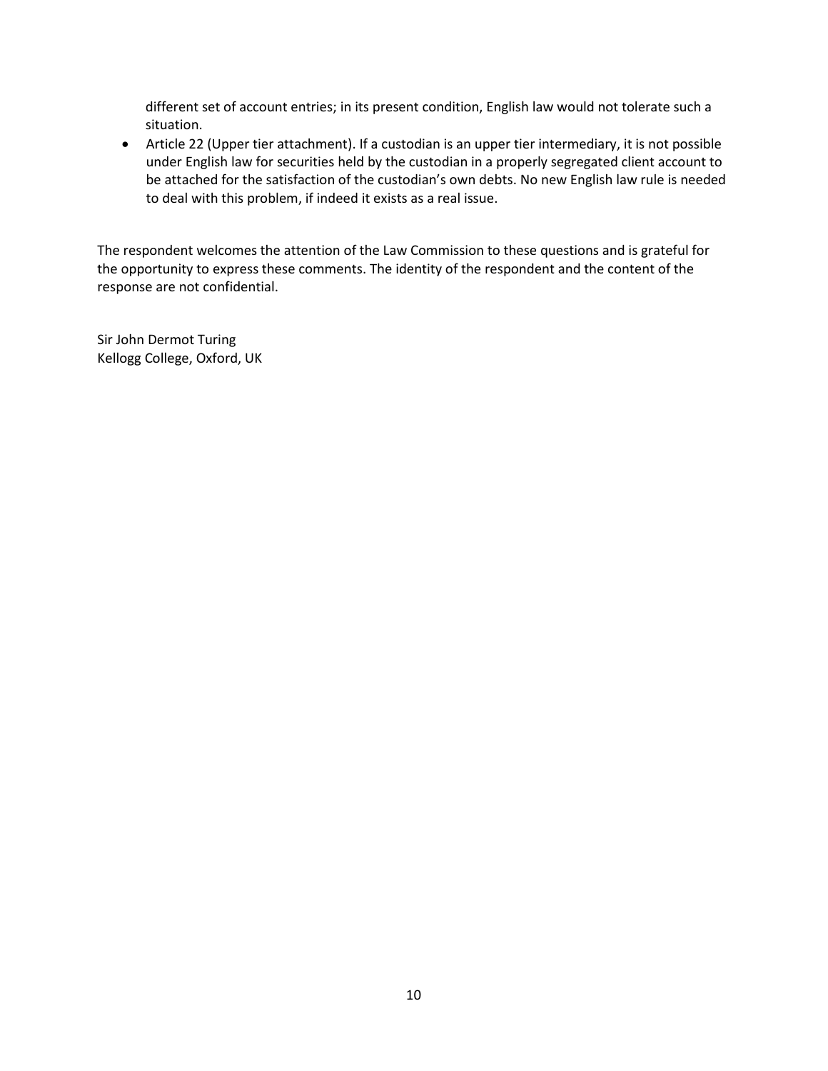different set of account entries; in its present condition, English law would not tolerate such a situation.

- Article 22 (Upper tier attachment). If a custodian is an upper tier intermediary, it is not possible under English law for securities held by the custodian in a properly segregated client account to be attached for the satisfaction of the custodian's own debts. No new English law rule is needed to deal with this problem, if indeed it exists as a real issue.

The respondent welcomes the attention of the Law Commission to these questions and is grateful for the opportunity to express these comments. The identity of the respondent and the content of the response are not confidential.

Sir John Dermot Turing
Kellogg College, Oxford, UK